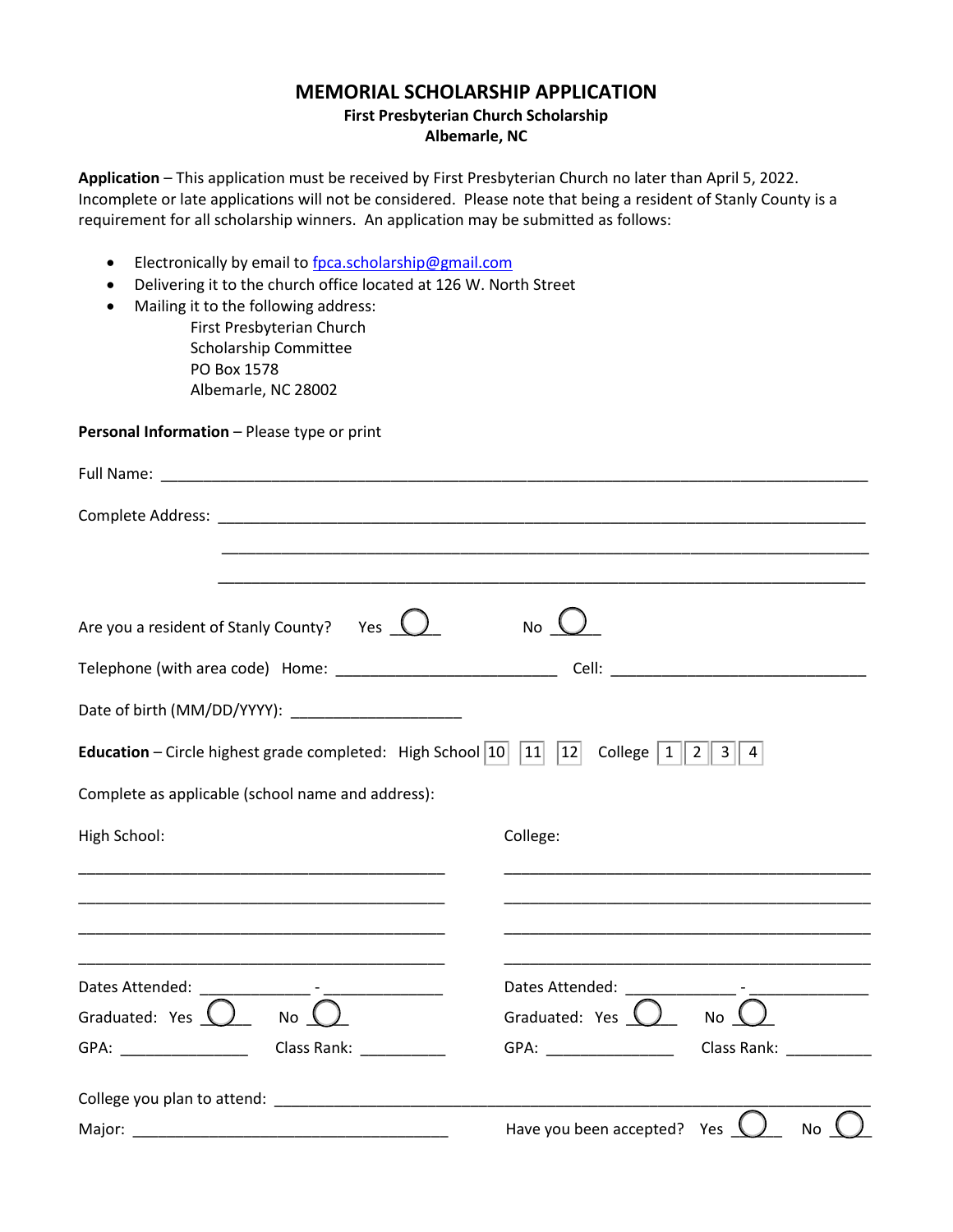# MEMORIAL SCHOLARSHIP APPLICATION

**First Presbyterian Church Scholarship**
**Albemarle, NC**

**Application** – This application must be received by First Presbyterian Church no later than April 5, 2022. Incomplete or late applications will not be considered. Please note that being a resident of Stanly County is a requirement for all scholarship winners. An application may be submitted as follows:

- Electronically by email to fpca.scholarship@gmail.com
- Delivering it to the church office located at 126 W. North Street
- Mailing it to the following address:
  First Presbyterian Church
  Scholarship Committee
  PO Box 1578
  Albemarle, NC 28002

**Personal Information** – Please type or print

Full Name: ____________________________________________

Complete Address: ____________________________________________

____________________________________________

____________________________________________

Are you a resident of Stanly County? Yes ◯ No ◯

Telephone (with area code) Home: ______________________ Cell: ______________________

Date of birth (MM/DD/YYYY): ____________________

**Education** – Circle highest grade completed: High School 10 11 12 College 1 2 3 4

Complete as applicable (school name and address):

High School:

____________________________________________

____________________________________________

____________________________________________

____________________________________________

Dates Attended: ____________ - ____________

Graduated: Yes ◯ No ◯

GPA: ______________ Class Rank: __________

College:

____________________________________________

____________________________________________

____________________________________________

____________________________________________

Dates Attended: ____________ - ____________

Graduated: Yes ◯ No ◯

GPA: ______________ Class Rank: __________

College you plan to attend: ____________________________________________

Major: ________________________________ Have you been accepted? Yes ◯ No ◯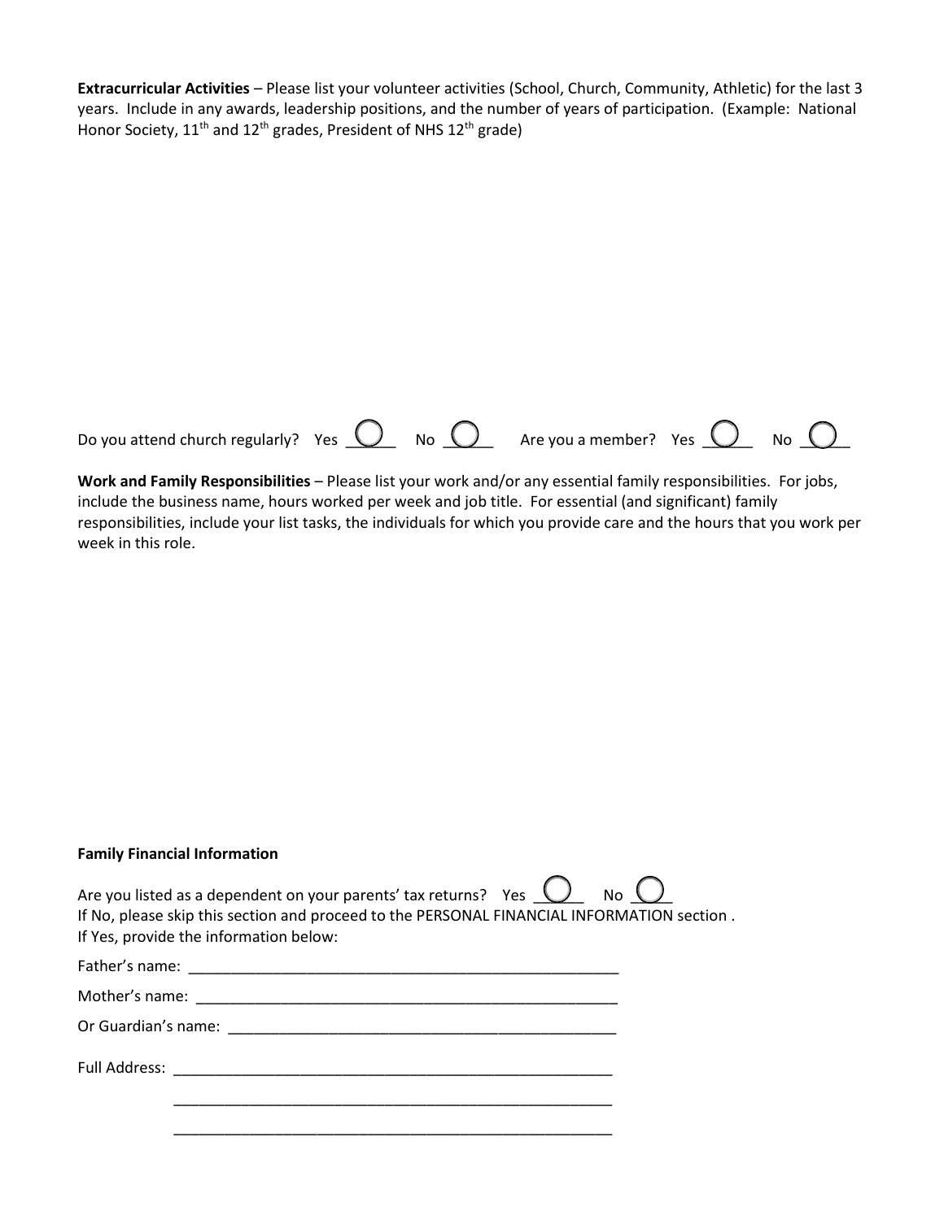**Extracurricular Activities** – Please list your volunteer activities (School, Church, Community, Athletic) for the last 3 years. Include in any awards, leadership positions, and the number of years of participation. (Example: National Honor Society, 11th and 12th grades, President of NHS 12th grade)

Do you attend church regularly? Yes ◯ No ◯ Are you a member? Yes ◯ No ◯

**Work and Family Responsibilities** – Please list your work and/or any essential family responsibilities. For jobs, include the business name, hours worked per week and job title. For essential (and significant) family responsibilities, include your list tasks, the individuals for which you provide care and the hours that you work per week in this role.

**Family Financial Information**

Are you listed as a dependent on your parents' tax returns? Yes ◯ No ◯

If No, please skip this section and proceed to the PERSONAL FINANCIAL INFORMATION section .

If Yes, provide the information below:

Father's name: ____________________________________________________

Mother's name: ____________________________________________________

Or Guardian's name: ________________________________________________

Full Address: ______________________________________________________

______________________________________________________

______________________________________________________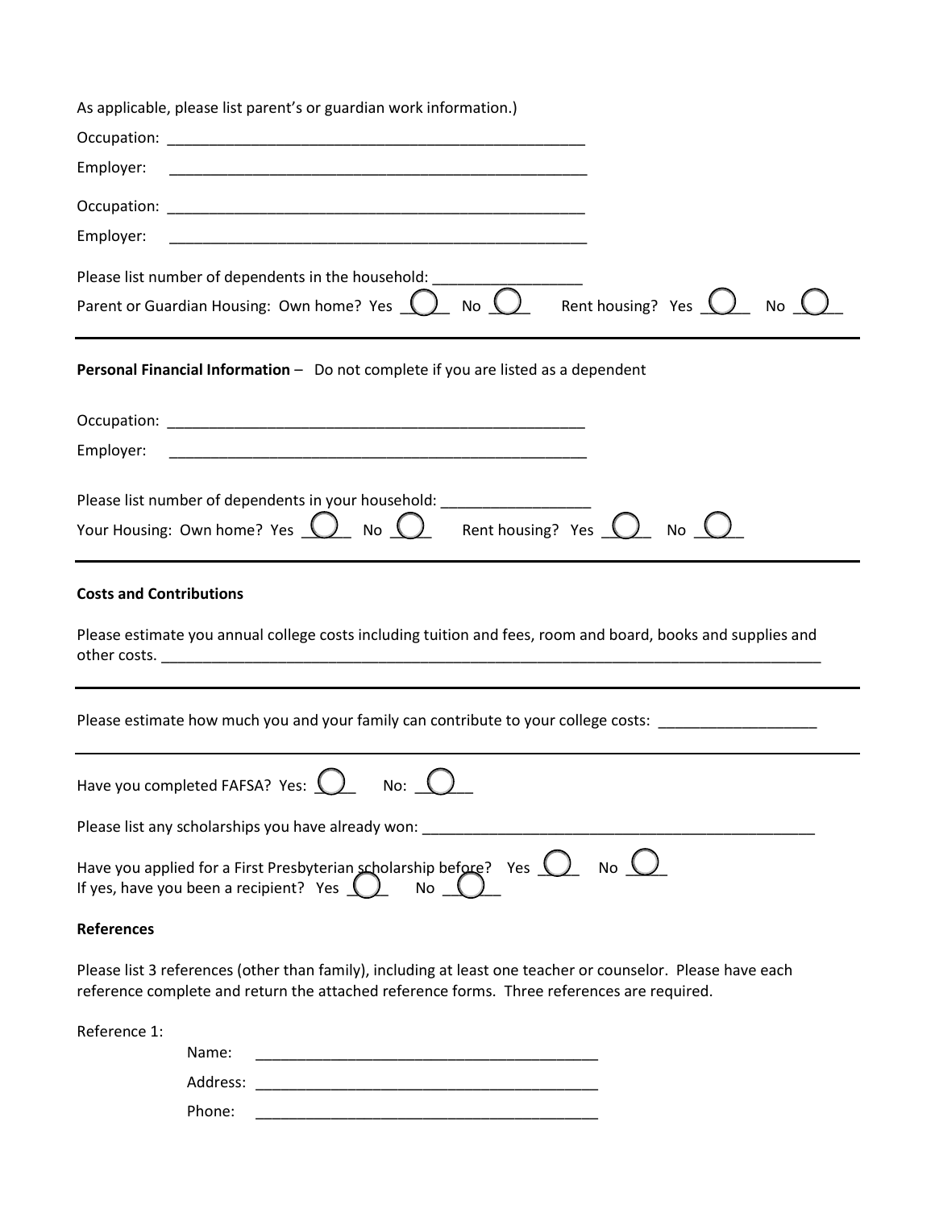As applicable, please list parent's or guardian work information.)

Occupation: ____________________________________________________

Employer: ____________________________________________________

Occupation: ____________________________________________________

Employer: ____________________________________________________

Please list number of dependents in the household: __________________

Parent or Guardian Housing: Own home? Yes ◯ No ◯ Rent housing? Yes ◯ No ◯

---

**Personal Financial Information** – Do not complete if you are listed as a dependent

Occupation: ____________________________________________________

Employer: ____________________________________________________

Please list number of dependents in your household: __________________

Your Housing: Own home? Yes ◯ No ◯ Rent housing? Yes ◯ No ◯

---

**Costs and Contributions**

Please estimate you annual college costs including tuition and fees, room and board, books and supplies and other costs. ____________________________________________________________________________

---

Please estimate how much you and your family can contribute to your college costs: ___________________

---

Have you completed FAFSA? Yes: ◯ No: ◯

Please list any scholarships you have already won: _________________________________________________

Have you applied for a First Presbyterian scholarship before? Yes ◯ No ◯
If yes, have you been a recipient? Yes ◯ No ◯

**References**

Please list 3 references (other than family), including at least one teacher or counselor. Please have each reference complete and return the attached reference forms. Three references are required.

Reference 1:

Name: __________________________________________

Address: __________________________________________

Phone: __________________________________________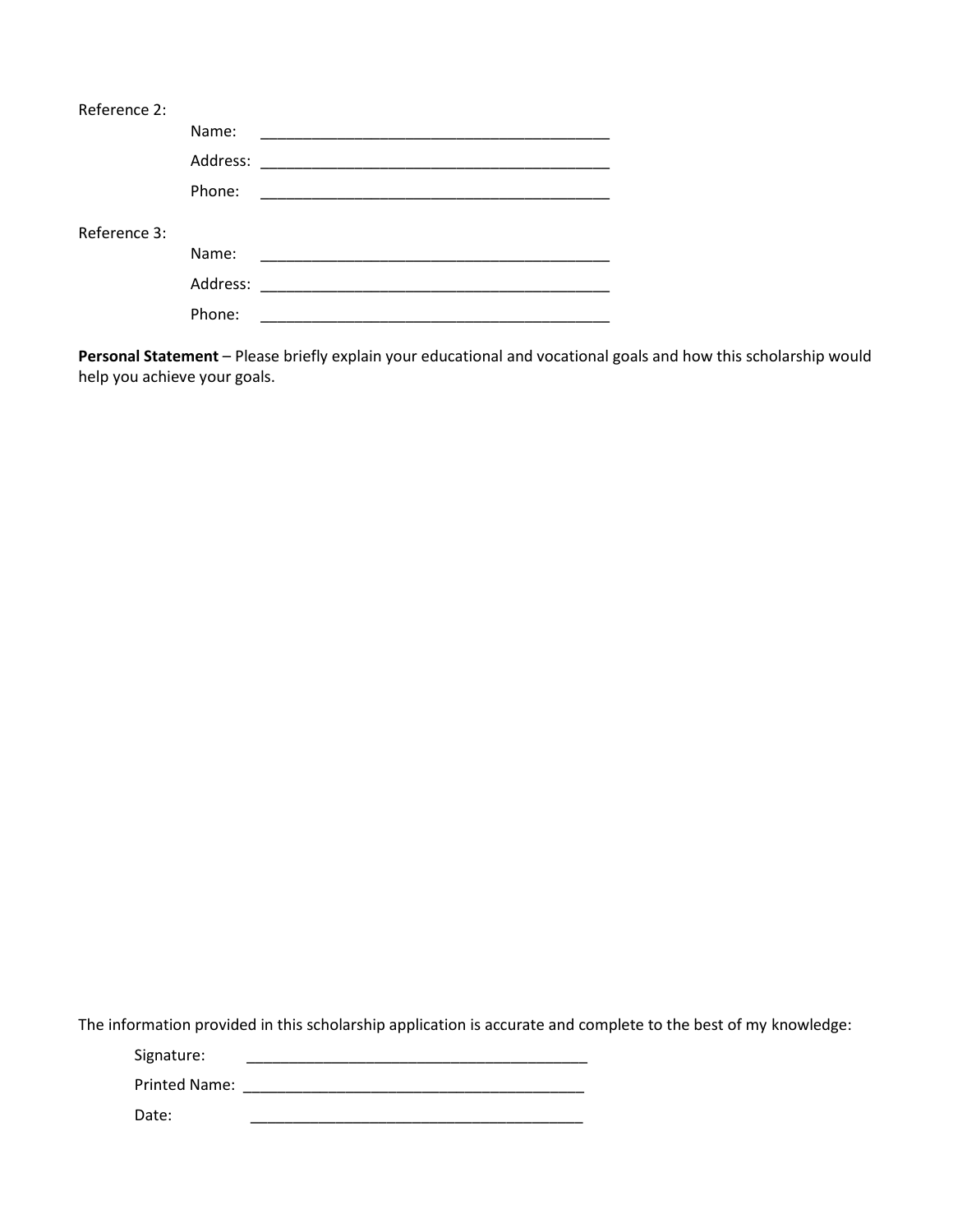Reference 2:

Name: ___________________________________________

Address: ___________________________________________

Phone: ___________________________________________

Reference 3:

Name: ___________________________________________

Address: ___________________________________________

Phone: ___________________________________________

**Personal Statement** – Please briefly explain your educational and vocational goals and how this scholarship would help you achieve your goals.

The information provided in this scholarship application is accurate and complete to the best of my knowledge:

Signature: ___________________________________________

Printed Name: ___________________________________________

Date: ___________________________________________